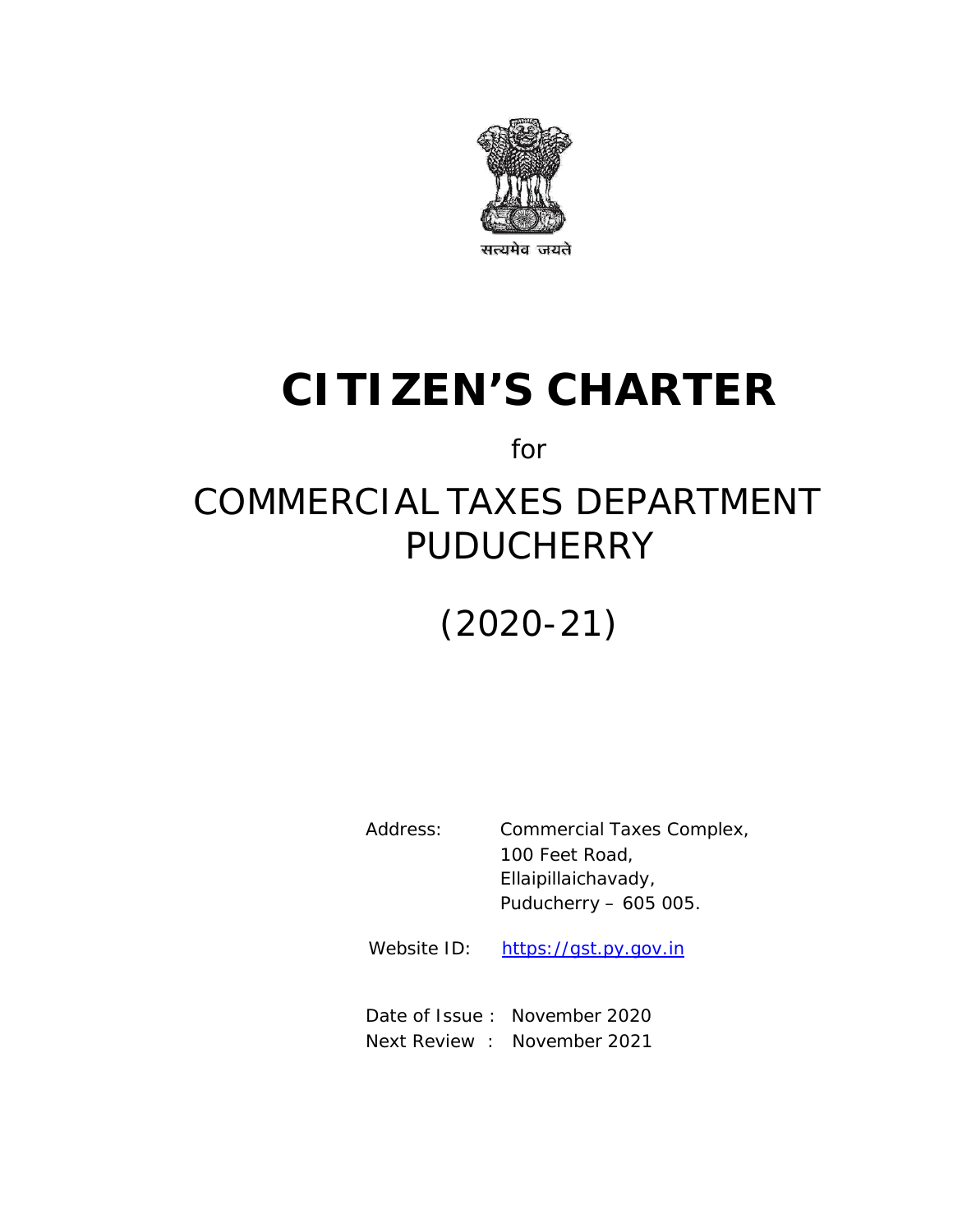सत्यमेव जयते

# CITIZEN'S CHARTER

for

## COMMERCIAL TAXES DEPARTMENT PUDUCHERRY

## (2020-21)

Address: Commercial Taxes Complex,
100 Feet Road,
Ellaipillaichavady,
Puducherry – 605 005.

Website ID: https://gst.py.gov.in

Date of Issue : November 2020
Next Review : November 2021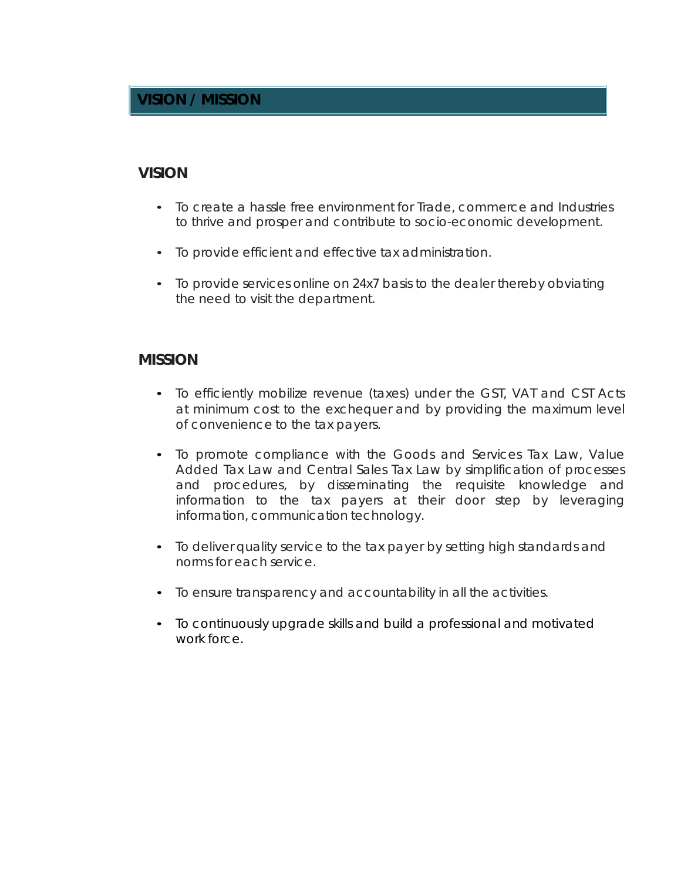# VISION / MISSION

## VISION

- To create a hassle free environment for Trade, commerce and Industries to thrive and prosper and contribute to socio-economic development.
- To provide efficient and effective tax administration.
- To provide services online on 24x7 basis to the dealer thereby obviating the need to visit the department.

## MISSION

- To efficiently mobilize revenue (taxes) under the GST, VAT and CST Acts at minimum cost to the exchequer and by providing the maximum level of convenience to the tax payers.
- To promote compliance with the Goods and Services Tax Law, Value Added Tax Law and Central Sales Tax Law by simplification of processes and procedures, by disseminating the requisite knowledge and information to the tax payers at their door step by leveraging information, communication technology.
- To deliver quality service to the tax payer by setting high standards and norms for each service.
- To ensure transparency and accountability in all the activities.
- To continuously upgrade skills and build a professional and motivated work force.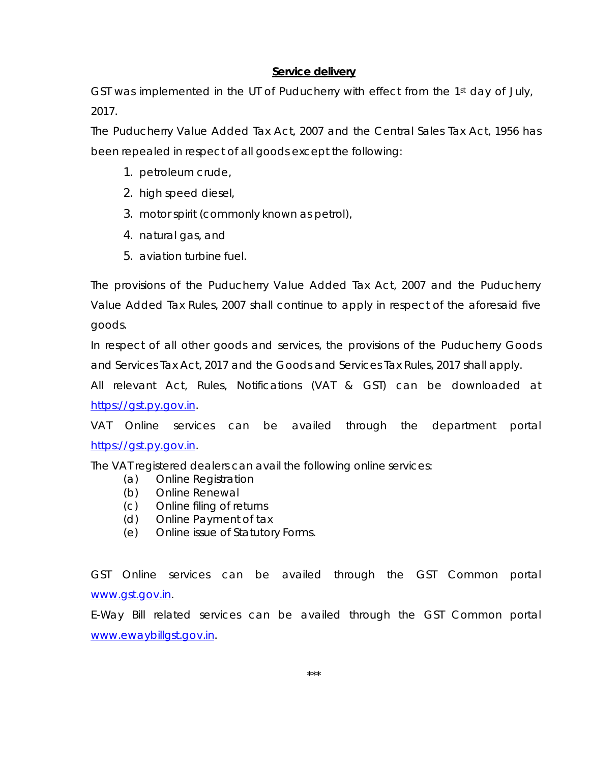## **Service delivery**

GST was implemented in the UT of Puducherry with effect from the 1st day of July, 2017.

The Puducherry Value Added Tax Act, 2007 and the Central Sales Tax Act, 1956 has been repealed in respect of all goods except the following:

1. petroleum crude,
2. high speed diesel,
3. motor spirit (commonly known as petrol),
4. natural gas, and
5. aviation turbine fuel.

The provisions of the Puducherry Value Added Tax Act, 2007 and the Puducherry Value Added Tax Rules, 2007 shall continue to apply in respect of the aforesaid five goods.

In respect of all other goods and services, the provisions of the Puducherry Goods and Services Tax Act, 2017 and the Goods and Services Tax Rules, 2017 shall apply.

All relevant Act, Rules, Notifications (VAT & GST) can be downloaded at https://gst.py.gov.in.

VAT Online services can be availed through the department portal https://gst.py.gov.in.

The VAT registered dealers can avail the following online services:

- (a) Online Registration
- (b) Online Renewal
- (c) Online filing of returns
- (d) Online Payment of tax
- (e) Online issue of Statutory Forms.

GST Online services can be availed through the GST Common portal www.gst.gov.in.

E-Way Bill related services can be availed through the GST Common portal www.ewaybillgst.gov.in.

***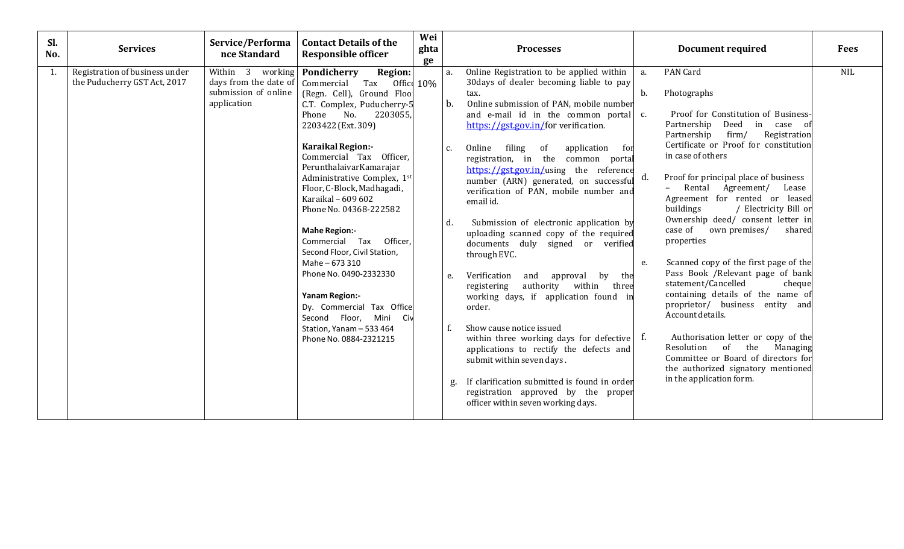| Sl. No. | Services | Service/Performance Standard | Contact Details of the Responsible officer | Weightage | Processes | Document required | Fees |
|---|---|---|---|---|---|---|---|
| 1. | Registration of business under the Puducherry GST Act, 2017 | Within 3 working days from the date of submission of online application | **Pondicherry Region:** Commercial Tax Office (Regn. Cell), Ground Floo C.T. Complex, Puducherry-5 Phone No. 2203055, 2203422 (Ext. 309)<br><br>**Karaikal Region:-** Commercial Tax Officer, PerunthalaivarKamarajar Administrative Complex, 1st Floor, C-Block, Madhagadi, Karaikal – 609 602 Phone No. 04368-222582<br><br>**Mahe Region:-** Commercial Tax Officer, Second Floor, Civil Station, Mahe – 673 310 Phone No. 0490-2332330<br><br>**Yanam Region:-** Dy. Commercial Tax Office Second Floor, Mini Civ Station, Yanam – 533 464 Phone No. 0884-2321215 | 10% | a. Online Registration to be applied within 30days of dealer becoming liable to pay tax.<br>b. Online submission of PAN, mobile number and e-mail id in the common portal https://gst.gov.in/for verification.<br>c. Online filing of application for registration, in the common portal https://gst.gov.in/using the reference number (ARN) generated, on successful verification of PAN, mobile number and email id.<br>d. Submission of electronic application by uploading scanned copy of the required documents duly signed or verified through EVC.<br>e. Verification and approval by the registering authority within three working days, if application found in order.<br>f. Show cause notice issued within three working days for defective applications to rectify the defects and submit within seven days.<br>g. If clarification submitted is found in order registration approved by the proper officer within seven working days. | a. PAN Card<br>b. Photographs<br>c. Proof for Constitution of Business- Partnership Deed in case of Partnership firm/ Registration Certificate or Proof for constitution in case of others<br>d. Proof for principal place of business – Rental Agreement/ Lease Agreement for rented or leased buildings / Electricity Bill or Ownership deed/ consent letter in case of own premises/ shared properties<br>e. Scanned copy of the first page of the Pass Book /Relevant page of bank statement/Cancelled cheque containing details of the name of proprietor/ business entity and Account details.<br>f. Authorisation letter or copy of the Resolution of the Managing Committee or Board of directors for the authorized signatory mentioned in the application form. | NIL |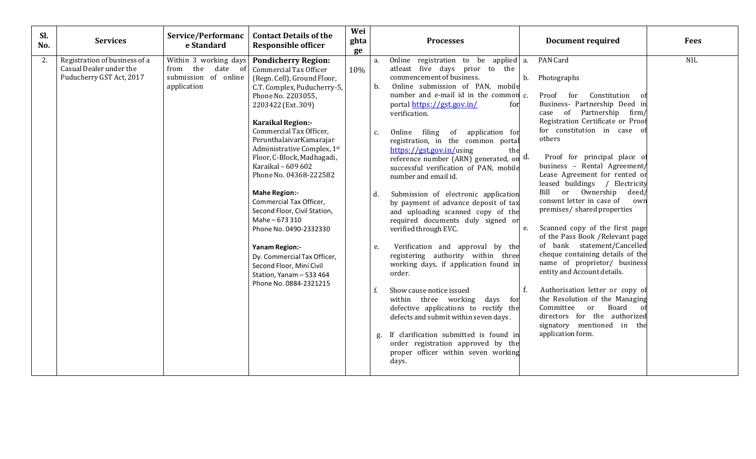| Sl. No. | Services | Service/Performance Standard | Contact Details of the Responsible officer | Weightage | Processes | Document required | Fees |
|---|---|---|---|---|---|---|---|
| 2. | Registration of business of a Casual Dealer under the Puducherry GST Act, 2017 | Within 3 working days from the date of submission of online application | **Pondicherry Region:** Commercial Tax Officer (Regn. Cell), Ground Floor, C.T. Complex, Puducherry-5, Phone No. 2203055, 2203422 (Ext. 309)<br><br>**Karaikal Region:-** Commercial Tax Officer, PerunthalaivarKamarajar Administrative Complex, 1st Floor, C-Block, Madhagadi, Karaikal – 609 602 Phone No. 04368-222582<br><br>**Mahe Region:-** Commercial Tax Officer, Second Floor, Civil Station, Mahe – 673 310 Phone No. 0490-2332330<br><br>**Yanam Region:-** Dy. Commercial Tax Officer, Second Floor, Mini Civil Station, Yanam – 533 464 Phone No. 0884-2321215 | 10% | a. Online registration to be applied atleast five days prior to the commencement of business.<br>b. Online submission of PAN, mobile number and e-mail id in the common portal https://gst.gov.in/ for verification.<br>c. Online filing of application for registration, in the common portal https://gst.gov.in/using the reference number (ARN) generated, on successful verification of PAN, mobile number and email id.<br>d. Submission of electronic application by payment of advance deposit of tax and uploading scanned copy of the required documents duly signed or verified through EVC.<br>e. Verification and approval by the registering authority within three working days, if application found in order.<br>f. Show cause notice issued within three working days for defective applications to rectify the defects and submit within seven days.<br>g. If clarification submitted is found in order registration approved by the proper officer within seven working days. | a. PAN Card<br>b. Photographs<br>c. Proof for Constitution of Business- Partnership Deed in case of Partnership firm/ Registration Certificate or Proof for constitution in case of others<br>d. Proof for principal place of business – Rental Agreement/ Lease Agreement for rented or leased buildings / Electricity Bill or Ownership deed/ consent letter in case of own premises/ shared properties<br>e. Scanned copy of the first page of the Pass Book /Relevant page of bank statement/Cancelled cheque containing details of the name of proprietor/ business entity and Account details.<br>f. Authorisation letter or copy of the Resolution of the Managing Committee or Board of directors for the authorized signatory mentioned in the application form. | NIL |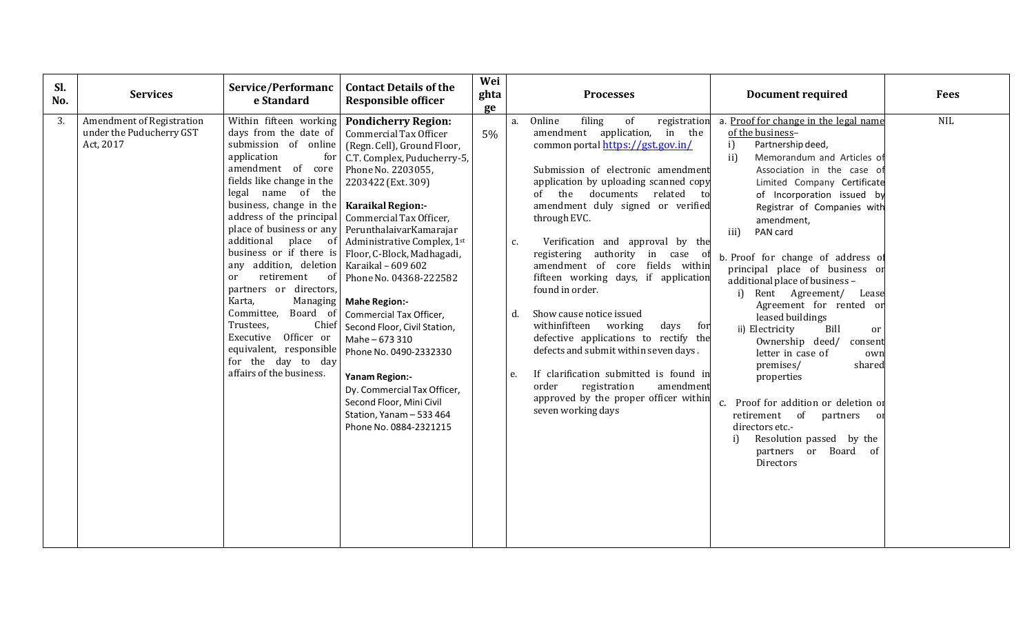| Sl. No. | Services | Service/Performance Standard | Contact Details of the Responsible officer | Weightage | Processes | Document required | Fees |
|---|---|---|---|---|---|---|---|
| 3. | Amendment of Registration under the Puducherry GST Act, 2017 | Within fifteen working days from the date of submission of online application for amendment of core fields like change in the legal name of the business, change in the address of the principal place of business or any additional place of business or if there is any addition, deletion or retirement of partners or directors, Karta, Managing Committee, Board of Trustees, Chief Executive Officer or equivalent, responsible for the day to day affairs of the business. | **Pondicherry Region:** Commercial Tax Officer (Regn. Cell), Ground Floor, C.T. Complex, Puducherry-5, Phone No. 2203055, 2203422 (Ext. 309)<br><br>**Karaikal Region:-** Commercial Tax Officer, PerunthalaivarKamarajar Administrative Complex, 1st Floor, C-Block, Madhagadi, Karaikal – 609 602 Phone No. 04368-222582<br><br>**Mahe Region:-** Commercial Tax Officer, Second Floor, Civil Station, Mahe – 673 310 Phone No. 0490-2332330<br><br>**Yanam Region:-** Dy. Commercial Tax Officer, Second Floor, Mini Civil Station, Yanam – 533 464 Phone No. 0884-2321215 | 5% | a. Online filing of registration amendment application, in the common portal https://gst.gov.in/<br><br>Submission of electronic amendment application by uploading scanned copy of the documents related to amendment duly signed or verified through EVC.<br><br>c. Verification and approval by the registering authority in case of amendment of core fields within fifteen working days, if application found in order.<br><br>d. Show cause notice issued withinfifteen working days for defective applications to rectify the defects and submit within seven days.<br><br>e. If clarification submitted is found in order registration amendment approved by the proper officer within seven working days | a. Proof for change in the legal name of the business–<br>i) Partnership deed,<br>ii) Memorandum and Articles of Association in the case of Limited Company Certificate of Incorporation issued by Registrar of Companies with amendment,<br>iii) PAN card<br><br>b. Proof for change of address of principal place of business or additional place of business –<br>i) Rent Agreement/ Lease Agreement for rented or leased buildings<br>ii) Electricity Bill or Ownership deed/ consent letter in case of own premises/ shared properties<br><br>c. Proof for addition or deletion or retirement of partners or directors etc.-<br>i) Resolution passed by the partners or Board of Directors | NIL |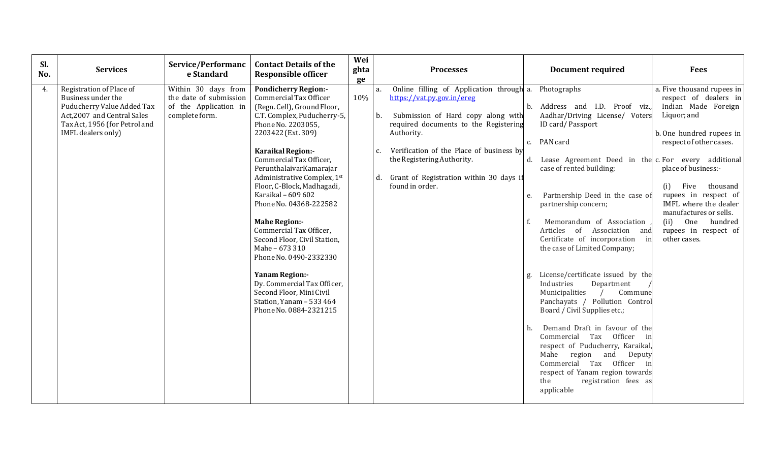| Sl. No. | Services | Service/Performance Standard | Contact Details of the Responsible officer | Weightage | Processes | Document required | Fees |
|---|---|---|---|---|---|---|---|
| 4. | Registration of Place of Business under the Puducherry Value Added Tax Act,2007 and Central Sales Tax Act, 1956 (for Petrol and IMFL dealers only) | Within 30 days from the date of submission of the Application in complete form. | **Pondicherry Region:-** Commercial Tax Officer (Regn. Cell), Ground Floor, C.T. Complex, Puducherry-5, Phone No. 2203055, 2203422 (Ext. 309)<br><br>**Karaikal Region:-** Commercial Tax Officer, PerunthalaivarKamarajar Administrative Complex, 1st Floor, C-Block, Madhagadi, Karaikal – 609 602 Phone No. 04368-222582<br><br>**Mahe Region:-** Commercial Tax Officer, Second Floor, Civil Station, Mahe – 673 310 Phone No. 0490-2332330<br><br>**Yanam Region:-** Dy. Commercial Tax Officer, Second Floor, Mini Civil Station, Yanam – 533 464 Phone No. 0884-2321215 | 10% | a. Online filling of Application through https://vat.py.gov.in/ereg<br><br>b. Submission of Hard copy along with required documents to the Registering Authority.<br><br>c. Verification of the Place of business by the Registering Authority.<br><br>d. Grant of Registration within 30 days if found in order. | a. Photographs<br><br>b. Address and I.D. Proof viz., Aadhar/Driving License/ Voters ID card/ Passport<br><br>c. PAN card<br><br>d. Lease Agreement Deed in the case of rented building;<br><br>e. Partnership Deed in the case of partnership concern;<br><br>f. Memorandum of Association , Articles of Association and Certificate of incorporation in the case of Limited Company;<br><br>g. License/certificate issued by the Industries Department / Municipalities / Commune Panchayats / Pollution Control Board / Civil Supplies etc.;<br><br>h. Demand Draft in favour of the Commercial Tax Officer in respect of Puducherry, Karaikal, Mahe region and Deputy Commercial Tax Officer in respect of Yanam region towards the registration fees as applicable | a. Five thousand rupees in respect of dealers in Indian Made Foreign Liquor; and<br><br>b. One hundred rupees in respect of other cases.<br><br>c. For every additional place of business:-<br><br>(i) Five thousand rupees in respect of IMFL where the dealer manufactures or sells.<br>(ii) One hundred rupees in respect of other cases. |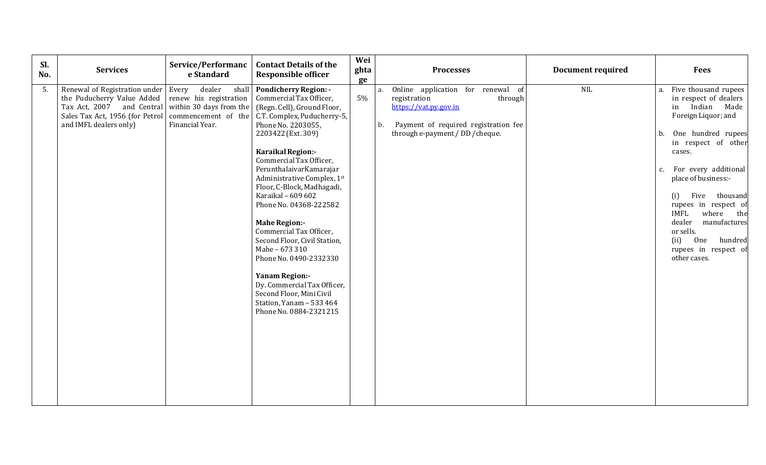| Sl. No. | Services | Service/Performance Standard | Contact Details of the Responsible officer | Weightage | Processes | Document required | Fees |
|---|---|---|---|---|---|---|---|
| 5. | Renewal of Registration under the Puducherry Value Added Tax Act, 2007 and Central Sales Tax Act, 1956 (for Petrol and IMFL dealers only) | Every dealer shall renew his registration within 30 days from the commencement of the Financial Year. | **Pondicherry Region: -** Commercial Tax Officer, (Regn. Cell), Ground Floor, C.T. Complex, Puducherry-5, Phone No. 2203055, 2203422 (Ext. 309)<br><br>**Karaikal Region:-** Commercial Tax Officer, PerunthalaivarKamarajar Administrative Complex, 1st Floor, C-Block, Madhagadi, Karaikal – 609 602 Phone No. 04368-222582<br><br>**Mahe Region:-** Commercial Tax Officer, Second Floor, Civil Station, Mahe – 673 310 Phone No. 0490-2332330<br><br>**Yanam Region:-** Dy. Commercial Tax Officer, Second Floor, Mini Civil Station, Yanam – 533 464 Phone No. 0884-2321215 | 5% | a. Online application for renewal of registration through https://vat.py.gov.in<br><br>b. Payment of required registration fee through e-payment / DD /cheque. | NIL | a. Five thousand rupees in respect of dealers in Indian Made Foreign Liquor; and<br><br>b. One hundred rupees in respect of other cases.<br><br>c. For every additional place of business:-<br><br>(i) Five thousand rupees in respect of IMFL where the dealer manufactures or sells.<br>(ii) One hundred rupees in respect of other cases. |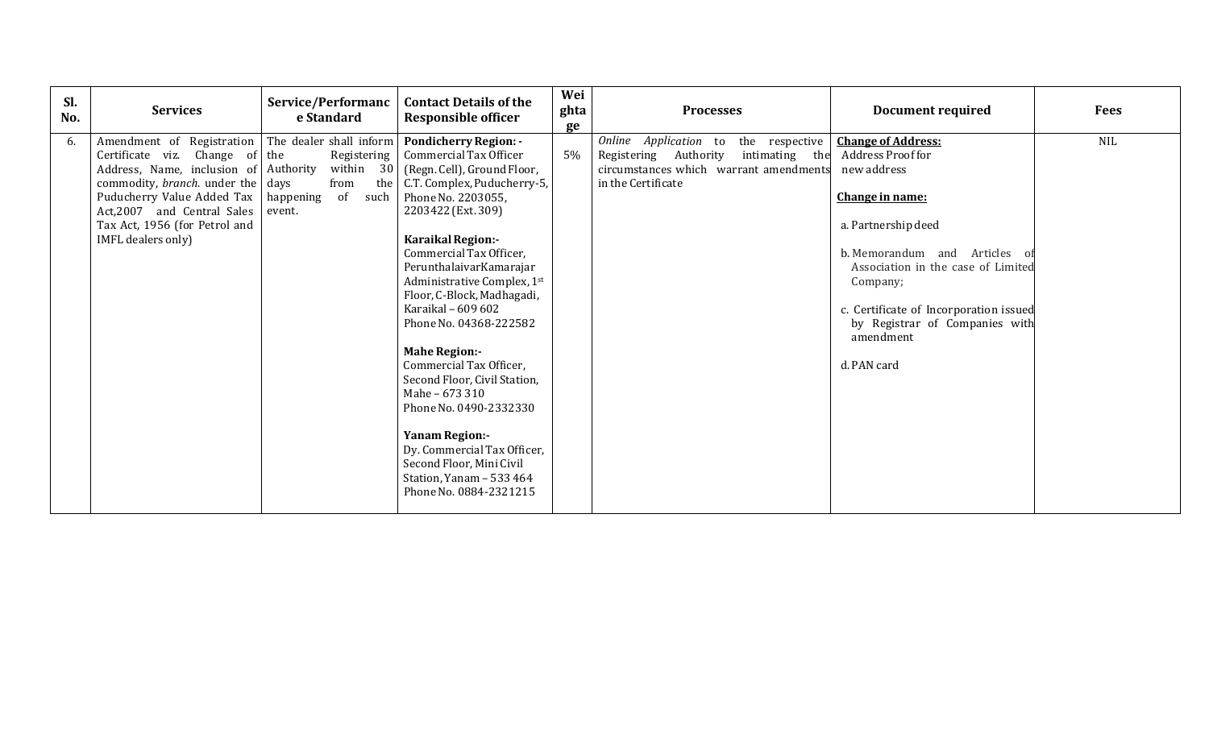| Sl. No. | Services | Service/Performance Standard | Contact Details of the Responsible officer | Weightage | Processes | Document required | Fees |
|---|---|---|---|---|---|---|---|
| 6. | Amendment of Registration Certificate viz. Change of Address, Name, inclusion of commodity, *branch*. under the Puducherry Value Added Tax Act,2007 and Central Sales Tax Act, 1956 (for Petrol and IMFL dealers only) | The dealer shall inform the Registering Authority within 30 days from the happening of such event. | **Pondicherry Region: -**<br>Commercial Tax Officer (Regn. Cell), Ground Floor, C.T. Complex, Puducherry-5, Phone No. 2203055, 2203422 (Ext. 309)<br><br>**Karaikal Region:-**<br>Commercial Tax Officer, PerunthalaivarKamarajar Administrative Complex, 1st Floor, C-Block, Madhagadi, Karaikal – 609 602<br>Phone No. 04368-222582<br><br>**Mahe Region:-**<br>Commercial Tax Officer, Second Floor, Civil Station, Mahe – 673 310<br>Phone No. 0490-2332330<br><br>**Yanam Region:-**<br>Dy. Commercial Tax Officer, Second Floor, Mini Civil Station, Yanam – 533 464<br>Phone No. 0884-2321215 | 5% | *Online Application* to the respective Registering Authority intimating the circumstances which warrant amendments in the Certificate | **<u>Change of Address:</u>**<br>Address Proof for new address<br><br>**<u>Change in name:</u>**<br><br>a. Partnership deed<br><br>b. Memorandum and Articles of Association in the case of Limited Company;<br><br>c. Certificate of Incorporation issued by Registrar of Companies with amendment<br><br>d. PAN card | NIL |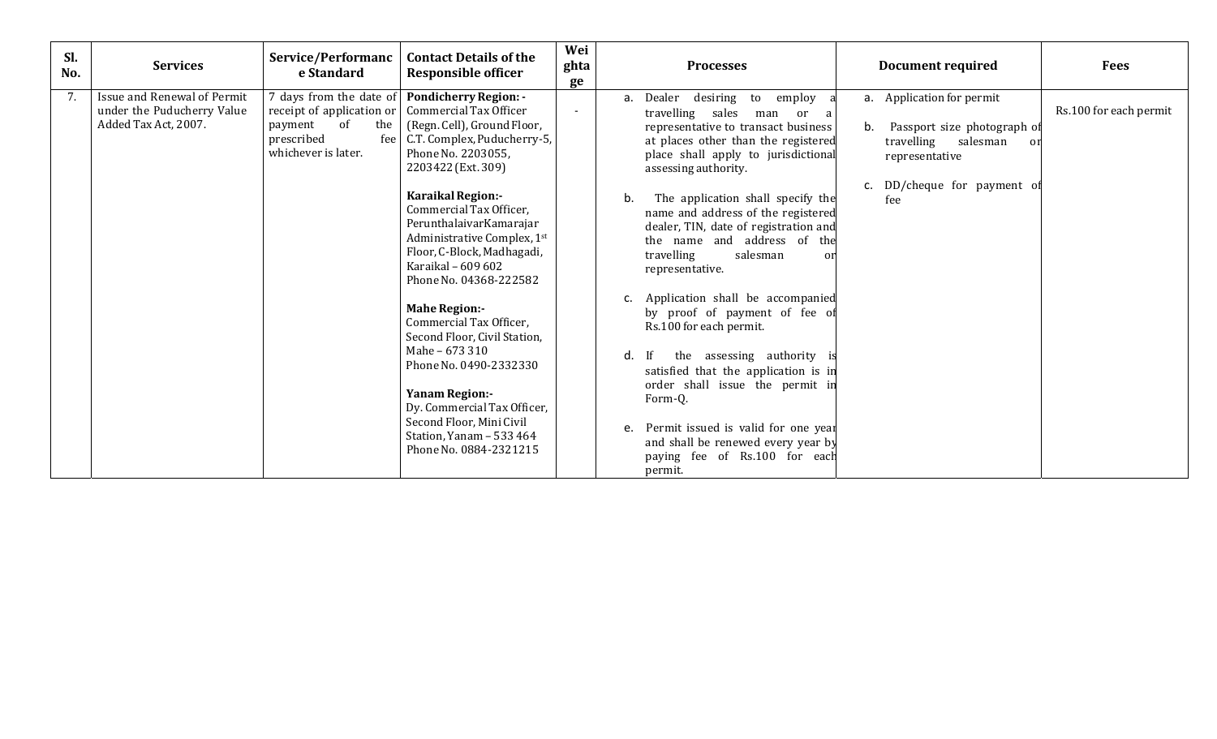| Sl. No. | Services | Service/Performance Standard | Contact Details of the Responsible officer | Weightage | Processes | Document required | Fees |
|---|---|---|---|---|---|---|---|
| 7. | Issue and Renewal of Permit under the Puducherry Value Added Tax Act, 2007. | 7 days from the date of receipt of application or payment of the prescribed fee whichever is later. | **Pondicherry Region: -** Commercial Tax Officer (Regn. Cell), Ground Floor, C.T. Complex, Puducherry-5, Phone No. 2203055, 2203422 (Ext. 309)<br><br>**Karaikal Region:-** Commercial Tax Officer, PerunthalaivarKamarajar Administrative Complex, 1st Floor, C-Block, Madhagadi, Karaikal – 609 602 Phone No. 04368-222582<br><br>**Mahe Region:-** Commercial Tax Officer, Second Floor, Civil Station, Mahe – 673 310 Phone No. 0490-2332330<br><br>**Yanam Region:-** Dy. Commercial Tax Officer, Second Floor, Mini Civil Station, Yanam – 533 464 Phone No. 0884-2321215 | - | a. Dealer desiring to employ a travelling sales man or a representative to transact business at places other than the registered place shall apply to jurisdictional assessing authority.<br><br>b. The application shall specify the name and address of the registered dealer, TIN, date of registration and the name and address of the travelling salesman or representative.<br><br>c. Application shall be accompanied by proof of payment of fee of Rs.100 for each permit.<br><br>d. If the assessing authority is satisfied that the application is in order shall issue the permit in Form-Q.<br><br>e. Permit issued is valid for one year and shall be renewed every year by paying fee of Rs.100 for each permit. | a. Application for permit<br><br>b. Passport size photograph of travelling salesman or representative<br><br>c. DD/cheque for payment of fee | Rs.100 for each permit |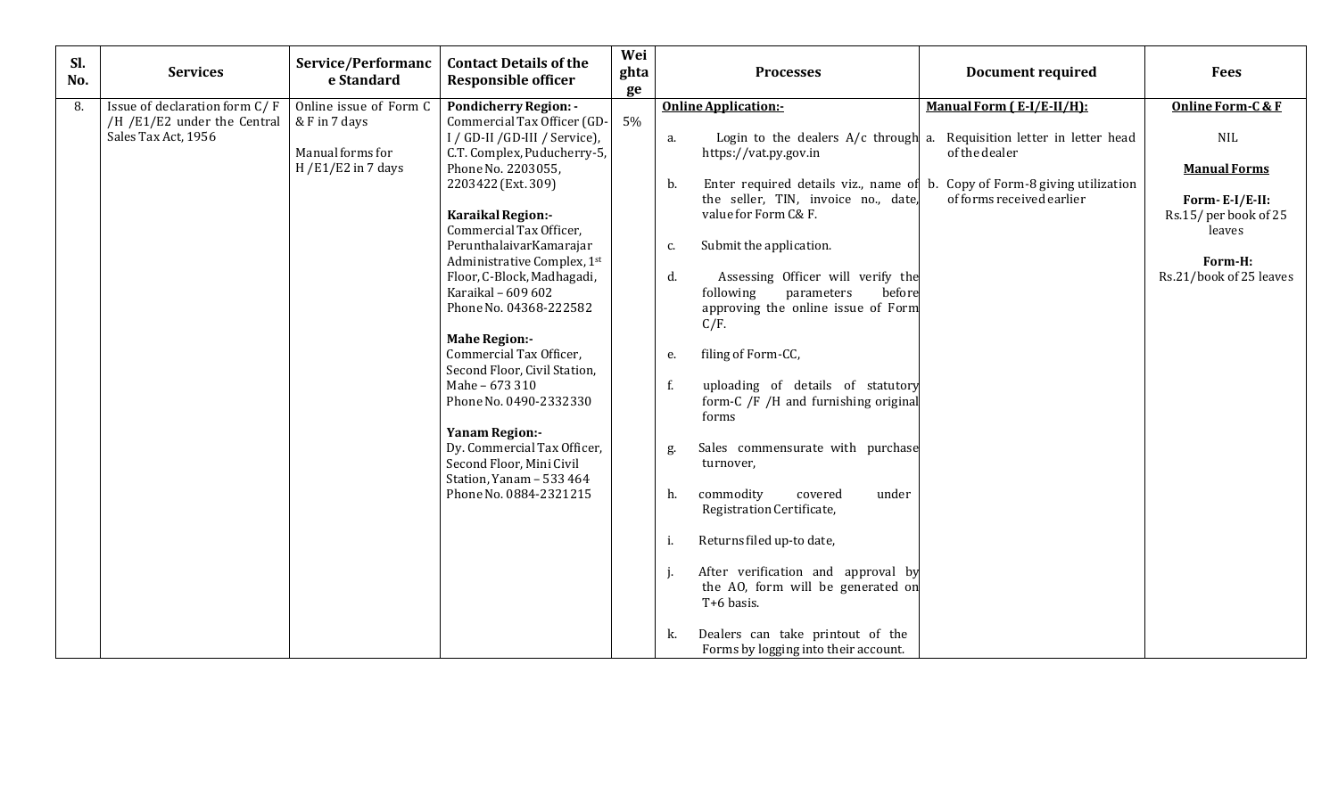| Sl. No. | Services | Service/Performance Standard | Contact Details of the Responsible officer | Weightage | Processes | Document required | Fees |
|---|---|---|---|---|---|---|---|
| 8. | Issue of declaration form C/ F /H /E1/E2 under the Central Sales Tax Act, 1956 | Online issue of Form C & F in 7 days<br><br>Manual forms for H /E1/E2 in 7 days | **Pondicherry Region: -**<br>Commercial Tax Officer (GD-I / GD-II /GD-III / Service), C.T. Complex, Puducherry-5, Phone No. 2203055, 2203422 (Ext. 309)<br><br>**Karaikal Region:-**<br>Commercial Tax Officer, PerunthalaivarKamarajar Administrative Complex, 1st Floor, C-Block, Madhagadi, Karaikal – 609 602<br>Phone No. 04368-222582<br><br>**Mahe Region:-**<br>Commercial Tax Officer, Second Floor, Civil Station, Mahe – 673 310<br>Phone No. 0490-2332330<br><br>**Yanam Region:-**<br>Dy. Commercial Tax Officer, Second Floor, Mini Civil Station, Yanam – 533 464<br>Phone No. 0884-2321215 | 5% | **Online Application:-**<br>a. Login to the dealers A/c through https://vat.py.gov.in<br>b. Enter required details viz., name of the seller, TIN, invoice no., date, value for Form C& F.<br>c. Submit the application.<br>d. Assessing Officer will verify the following parameters before approving the online issue of Form C/F.<br>e. filing of Form-CC,<br>f. uploading of details of statutory form-C /F /H and furnishing original forms<br>g. Sales commensurate with purchase turnover,<br>h. commodity covered under Registration Certificate,<br>i. Returns filed up-to date,<br>j. After verification and approval by the AO, form will be generated on T+6 basis.<br>k. Dealers can take printout of the Forms by logging into their account. | **Manual Form ( E-I/E-II/H):**<br>a. Requisition letter in letter head of the dealer<br>b. Copy of Form-8 giving utilization of forms received earlier | **Online Form-C & F**<br><br>NIL<br><br>**Manual Forms**<br><br>**Form- E-I/E-II:**<br>Rs.15/ per book of 25 leaves<br><br>**Form-H:**<br>Rs.21/book of 25 leaves |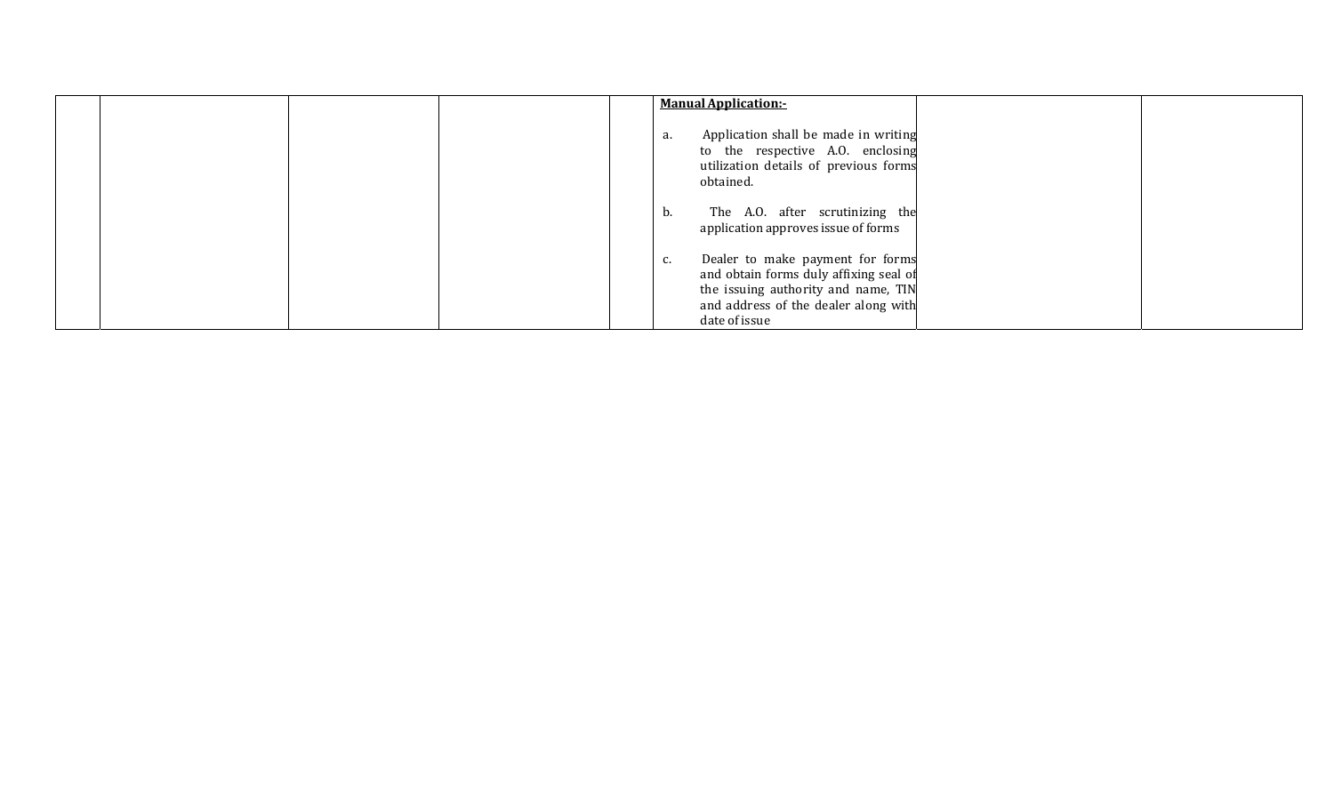|  |  |  |  |  | **Manual Application:-**<br><br>a. Application shall be made in writing to the respective A.O. enclosing utilization details of previous forms obtained.<br><br>b. The A.O. after scrutinizing the application approves issue of forms<br><br>c. Dealer to make payment for forms and obtain forms duly affixing seal of the issuing authority and name, TIN and address of the dealer along with date of issue |  |  |
|---|---|---|---|---|---|---|---|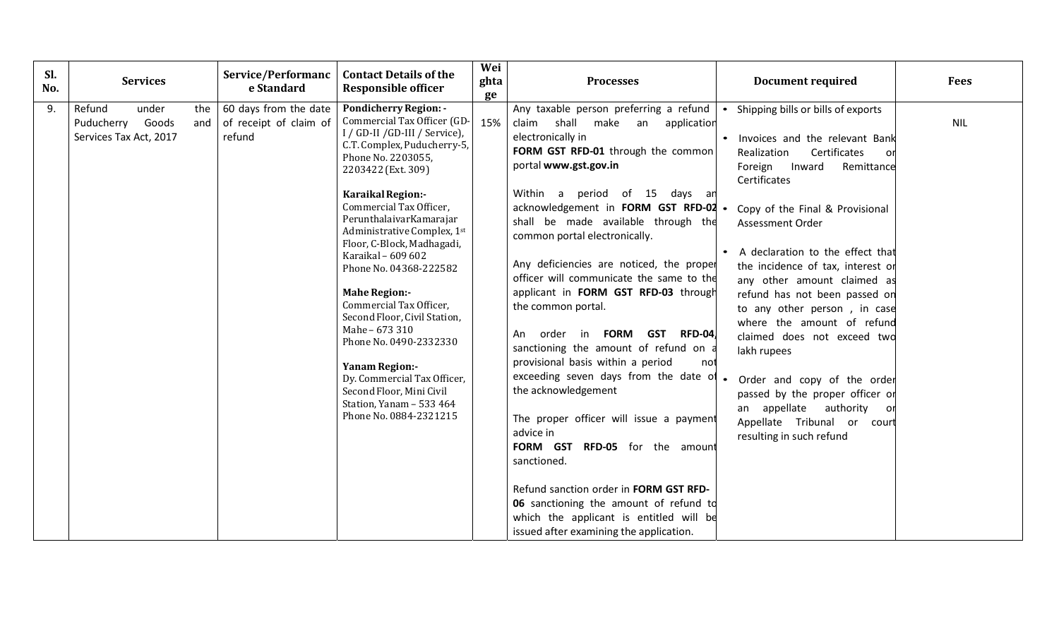| Sl. No. | Services | Service/Performance Standard | Contact Details of the Responsible officer | Weightage | Processes | Document required | Fees |
|---|---|---|---|---|---|---|---|
| 9. | Refund under the Puducherry Goods and Services Tax Act, 2017 | 60 days from the date of receipt of claim of refund | **Pondicherry Region: -** Commercial Tax Officer (GD-I / GD-II /GD-III / Service), C.T. Complex, Puducherry-5, Phone No. 2203055, 2203422 (Ext. 309)<br><br>**Karaikal Region:-** Commercial Tax Officer, PerunthalaivarKamarajar Administrative Complex, 1st Floor, C-Block, Madhagadi, Karaikal – 609 602 Phone No. 04368-222582<br><br>**Mahe Region:-** Commercial Tax Officer, Second Floor, Civil Station, Mahe – 673 310 Phone No. 0490-2332330<br><br>**Yanam Region:-** Dy. Commercial Tax Officer, Second Floor, Mini Civil Station, Yanam – 533 464 Phone No. 0884-2321215 | 15% | Any taxable person preferring a refund claim shall make an application electronically in **FORM GST RFD-01** through the common portal **www.gst.gov.in**<br><br>Within a period of 15 days an acknowledgement in **FORM GST RFD-02** shall be made available through the common portal electronically.<br><br>Any deficiencies are noticed, the proper officer will communicate the same to the applicant in **FORM GST RFD-03** through the common portal.<br><br>An order in **FORM GST RFD-04**, sanctioning the amount of refund on a provisional basis within a period not exceeding seven days from the date of the acknowledgement<br><br>The proper officer will issue a payment advice in **FORM GST RFD-05** for the amount sanctioned.<br><br>Refund sanction order in **FORM GST RFD-06** sanctioning the amount of refund to which the applicant is entitled will be issued after examining the application. | • Shipping bills or bills of exports<br>• Invoices and the relevant Bank Realization Certificates or Foreign Inward Remittance Certificates<br>• Copy of the Final & Provisional Assessment Order<br>• A declaration to the effect that the incidence of tax, interest or any other amount claimed as refund has not been passed on to any other person , in case where the amount of refund claimed does not exceed two lakh rupees<br>• Order and copy of the order passed by the proper officer or an appellate authority or Appellate Tribunal or court resulting in such refund | NIL |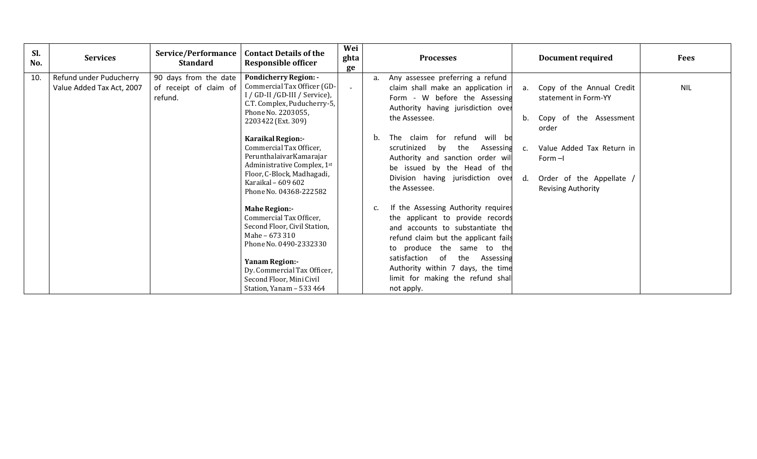| Sl. No. | Services | Service/Performance Standard | Contact Details of the Responsible officer | Weightage | Processes | Document required | Fees |
|---|---|---|---|---|---|---|---|
| 10. | Refund under Puducherry Value Added Tax Act, 2007 | 90 days from the date of receipt of claim of refund. | **Pondicherry Region: -** Commercial Tax Officer (GD-I / GD-II /GD-III / Service), C.T. Complex, Puducherry-5, Phone No. 2203055, 2203422 (Ext. 309)<br><br>**Karaikal Region:-** Commercial Tax Officer, PerunthalaivarKamarajar Administrative Complex, 1st Floor, C-Block, Madhagadi, Karaikal – 609 602 Phone No. 04368-222582<br><br>**Mahe Region:-** Commercial Tax Officer, Second Floor, Civil Station, Mahe – 673 310 Phone No. 0490-2332330<br><br>**Yanam Region:-** Dy. Commercial Tax Officer, Second Floor, Mini Civil Station, Yanam – 533 464 | - | a. Any assessee preferring a refund claim shall make an application in Form - W before the Assessing Authority having jurisdiction over the Assessee.<br><br>b. The claim for refund will be scrutinized by the Assessing Authority and sanction order will be issued by the Head of the Division having jurisdiction over the Assessee.<br><br>c. If the Assessing Authority requires the applicant to provide records and accounts to substantiate the refund claim but the applicant fails to produce the same to the satisfaction of the Assessing Authority within 7 days, the time limit for making the refund shall not apply. | a. Copy of the Annual Credit statement in Form-YY<br><br>b. Copy of the Assessment order<br><br>c. Value Added Tax Return in Form –I<br><br>d. Order of the Appellate / Revising Authority | NIL |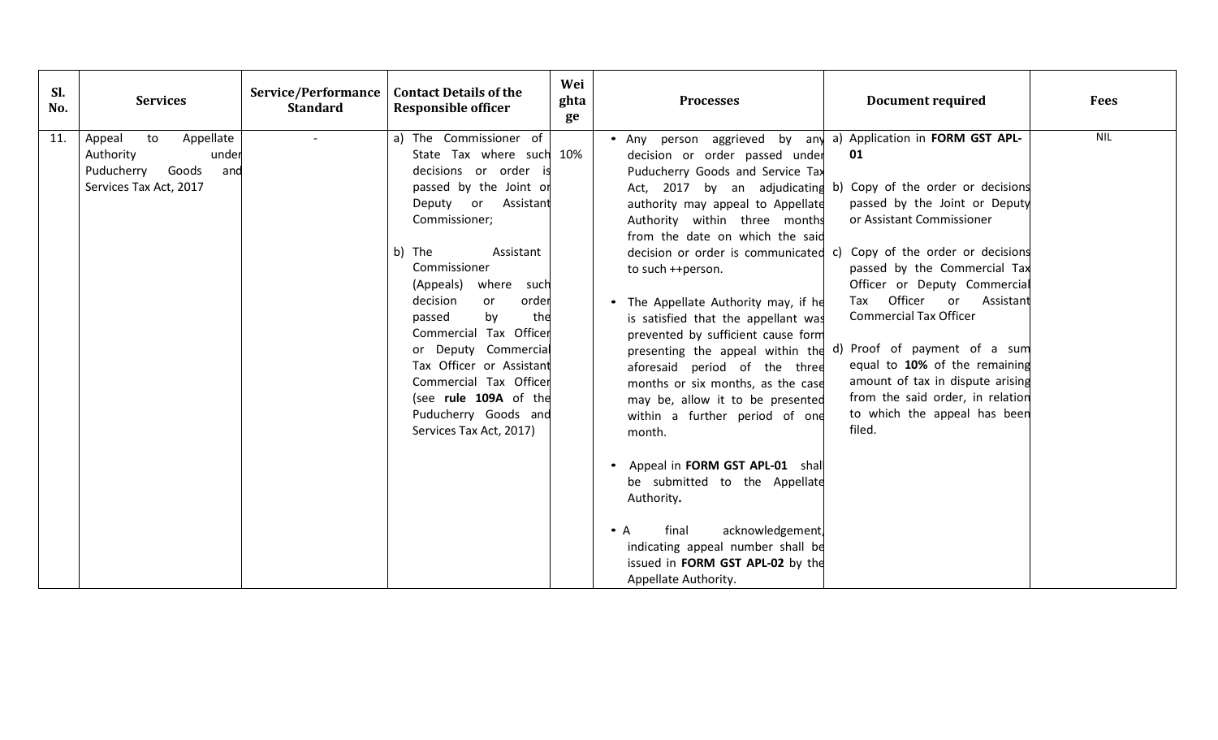| Sl. No. | Services | Service/Performance Standard | Contact Details of the Responsible officer | Weightage | Processes | Document required | Fees |
|---|---|---|---|---|---|---|---|
| 11. | Appeal to Appellate Authority under Puducherry Goods and Services Tax Act, 2017 | - | a) The Commissioner of State Tax where such decisions or order is passed by the Joint or Deputy or Assistant Commissioner;<br><br>b) The Assistant Commissioner (Appeals) where such decision or order passed by the Commercial Tax Officer or Deputy Commercial Tax Officer or Assistant Commercial Tax Officer (see **rule 109A** of the Puducherry Goods and Services Tax Act, 2017) | 10% | • Any person aggrieved by any decision or order passed under Puducherry Goods and Service Tax Act, 2017 by an adjudicating authority may appeal to Appellate Authority within three months from the date on which the said decision or order is communicated to such ++person.<br><br>• The Appellate Authority may, if he is satisfied that the appellant was prevented by sufficient cause form presenting the appeal within the aforesaid period of the three months or six months, as the case may be, allow it to be presented within a further period of one month.<br><br>• Appeal in **FORM GST APL-01** shall be submitted to the Appellate Authority**.**<br><br>• A final acknowledgement, indicating appeal number shall be issued in **FORM GST APL-02** by the Appellate Authority. | a) Application in **FORM GST APL-01**<br><br>b) Copy of the order or decisions passed by the Joint or Deputy or Assistant Commissioner<br><br>c) Copy of the order or decisions passed by the Commercial Tax Officer or Deputy Commercial Tax Officer or Assistant Commercial Tax Officer<br><br>d) Proof of payment of a sum equal to **10%** of the remaining amount of tax in dispute arising from the said order, in relation to which the appeal has been filed. | NIL |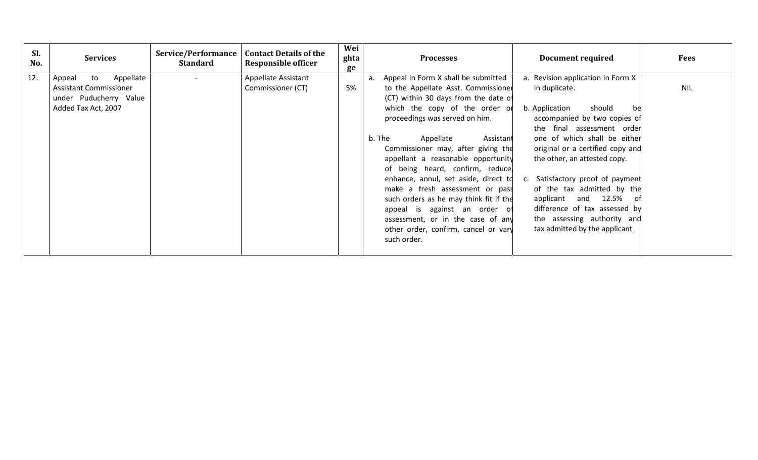| Sl. No. | Services | Service/Performance Standard | Contact Details of the Responsible officer | Weightage | Processes | Document required | Fees |
|---|---|---|---|---|---|---|---|
| 12. | Appeal to Appellate Assistant Commissioner under Puducherry Value Added Tax Act, 2007 | - | Appellate Assistant Commissioner (CT) | 5% | a. Appeal in Form X shall be submitted to the Appellate Asst. Commissioner (CT) within 30 days from the date of which the copy of the order or proceedings was served on him.<br><br>b. The Appellate Assistant Commissioner may, after giving the appellant a reasonable opportunity of being heard, confirm, reduce, enhance, annul, set aside, direct to make a fresh assessment or pass such orders as he may think fit if the appeal is against an order of assessment, or in the case of any other order, confirm, cancel or vary such order. | a. Revision application in Form X in duplicate.<br><br>b. Application should be accompanied by two copies of the final assessment order one of which shall be either original or a certified copy and the other, an attested copy.<br><br>c. Satisfactory proof of payment of the tax admitted by the applicant and 12.5% of difference of tax assessed by the assessing authority and tax admitted by the applicant | NIL |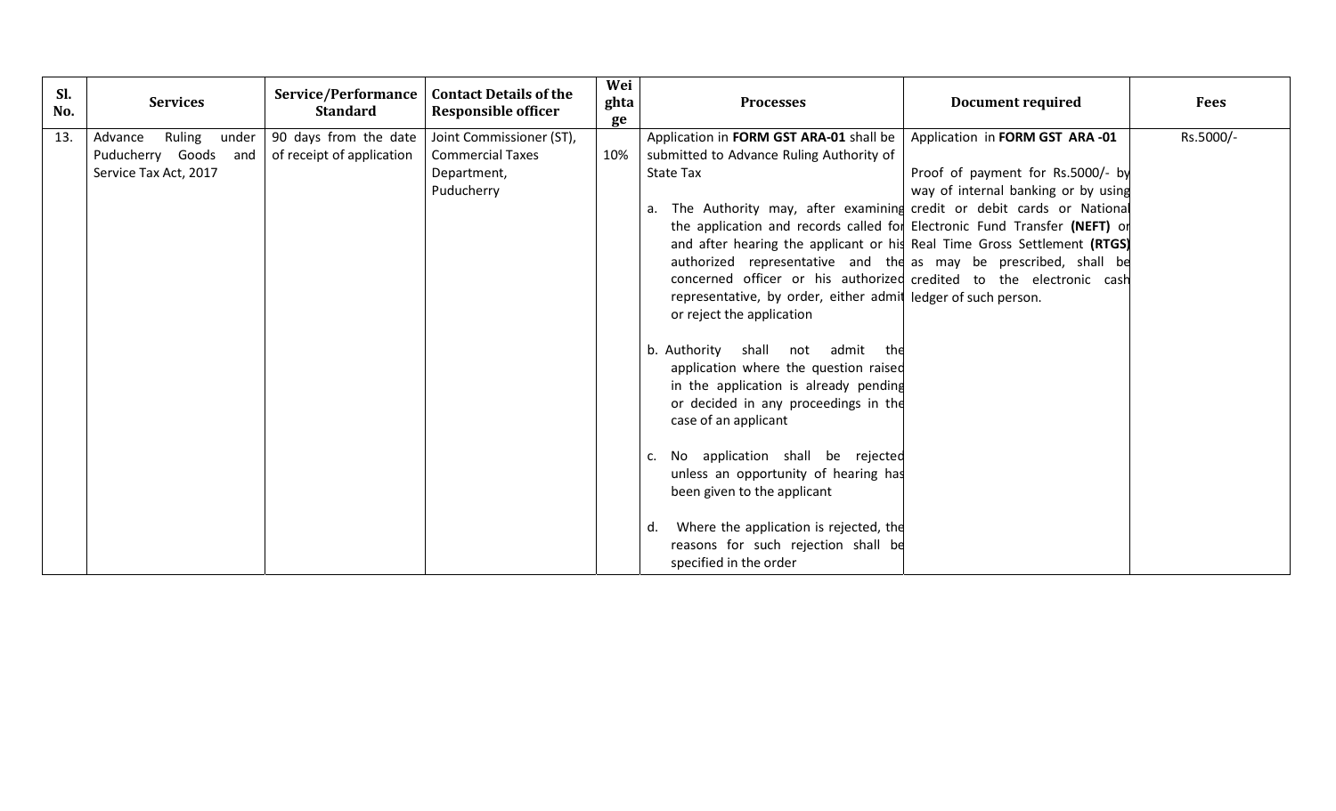| Sl. No. | Services | Service/Performance Standard | Contact Details of the Responsible officer | Weightage | Processes | Document required | Fees |
|---|---|---|---|---|---|---|---|
| 13. | Advance Ruling under Puducherry Goods and Service Tax Act, 2017 | 90 days from the date of receipt of application | Joint Commissioner (ST), Commercial Taxes Department, Puducherry | 10% | Application in **FORM GST ARA-01** shall be submitted to Advance Ruling Authority of State Tax<br><br>a. The Authority may, after examining the application and records called for and after hearing the applicant or his authorized representative and the concerned officer or his authorized representative, by order, either admit or reject the application<br><br>b. Authority shall not admit the application where the question raised in the application is already pending or decided in any proceedings in the case of an applicant<br><br>c. No application shall be rejected unless an opportunity of hearing has been given to the applicant<br><br>d. Where the application is rejected, the reasons for such rejection shall be specified in the order | Application in **FORM GST ARA -01**<br><br>Proof of payment for Rs.5000/- by way of internal banking or by using credit or debit cards or National Electronic Fund Transfer **(NEFT)** or Real Time Gross Settlement **(RTGS)** as may be prescribed, shall be credited to the electronic cash ledger of such person. | Rs.5000/- |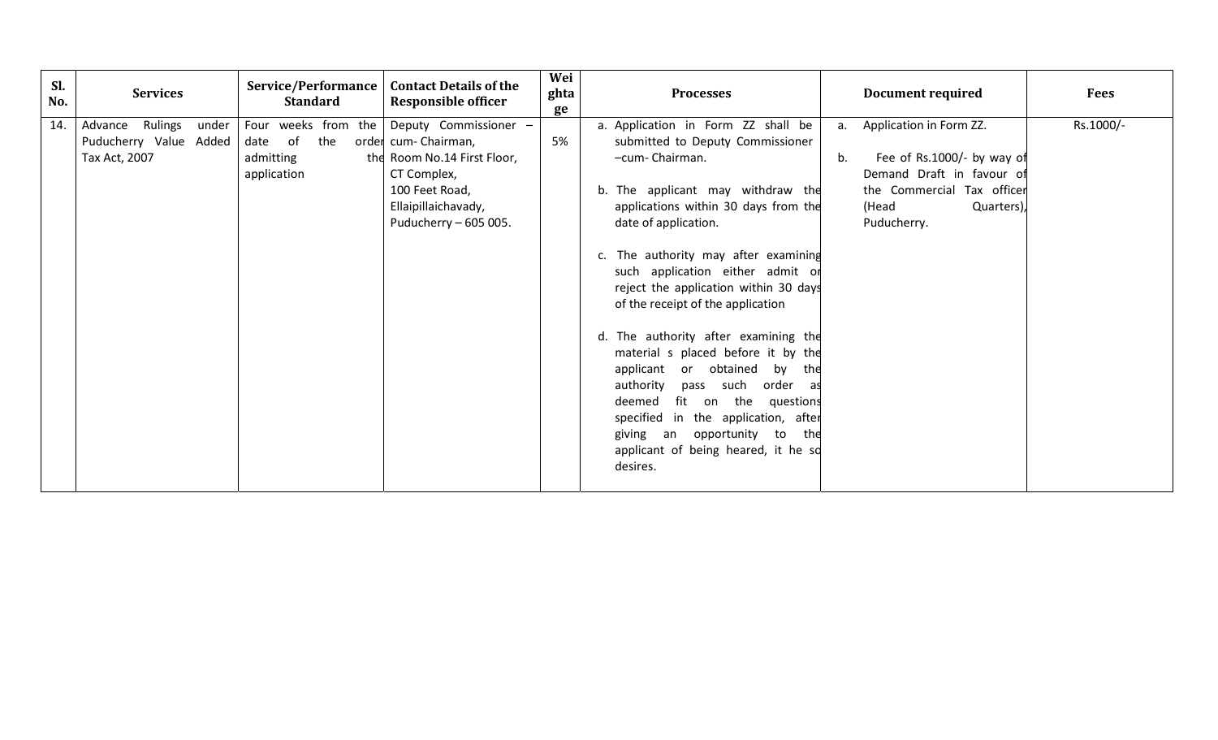| Sl. No. | Services | Service/Performance Standard | Contact Details of the Responsible officer | Weightage | Processes | Document required | Fees |
|---|---|---|---|---|---|---|---|
| 14. | Advance Rulings under Puducherry Value Added Tax Act, 2007 | Four weeks from the date of the order admitting the application | Deputy Commissioner – cum- Chairman, Room No.14 First Floor, CT Complex, 100 Feet Road, Ellaipillaichavady, Puducherry – 605 005. | 5% | a. Application in Form ZZ shall be submitted to Deputy Commissioner –cum- Chairman.<br><br>b. The applicant may withdraw the applications within 30 days from the date of application.<br><br>c. The authority may after examining such application either admit or reject the application within 30 days of the receipt of the application<br><br>d. The authority after examining the material s placed before it by the applicant or obtained by the authority pass such order as deemed fit on the questions specified in the application, after giving an opportunity to the applicant of being heared, it he so desires. | a. Application in Form ZZ.<br><br>b. Fee of Rs.1000/- by way of Demand Draft in favour of the Commercial Tax officer (Head Quarters), Puducherry. | Rs.1000/- |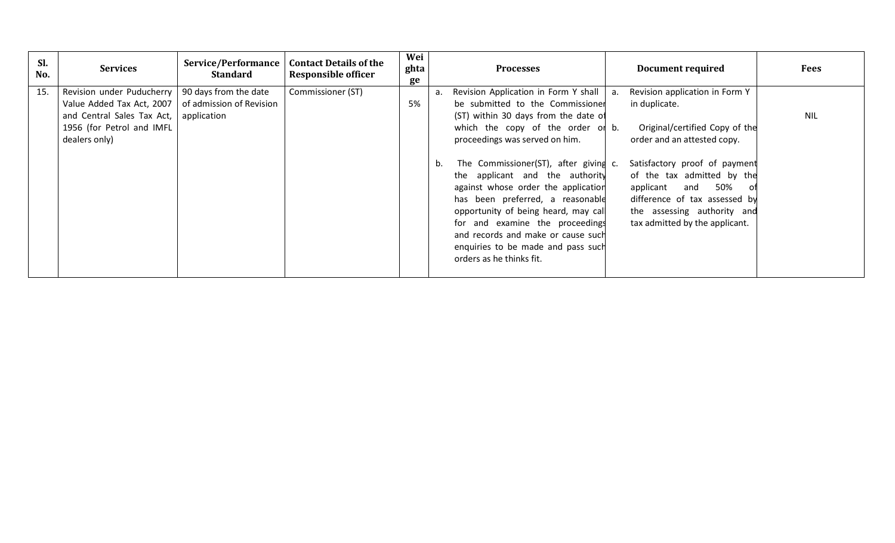| Sl. No. | Services | Service/Performance Standard | Contact Details of the Responsible officer | Weightage | Processes | Document required | Fees |
|---|---|---|---|---|---|---|---|
| 15. | Revision under Puducherry Value Added Tax Act, 2007 and Central Sales Tax Act, 1956 (for Petrol and IMFL dealers only) | 90 days from the date of admission of Revision application | Commissioner (ST) | 5% | a. Revision Application in Form Y shall be submitted to the Commissioner (ST) within 30 days from the date of which the copy of the order or proceedings was served on him.<br><br>b. The Commissioner(ST), after giving the applicant and the authority against whose order the application has been preferred, a reasonable opportunity of being heard, may call for and examine the proceedings and records and make or cause such enquiries to be made and pass such orders as he thinks fit. | a. Revision application in Form Y in duplicate.<br><br>b. Original/certified Copy of the order and an attested copy.<br><br>c. Satisfactory proof of payment of the tax admitted by the applicant and 50% of difference of tax assessed by the assessing authority and tax admitted by the applicant. | NIL |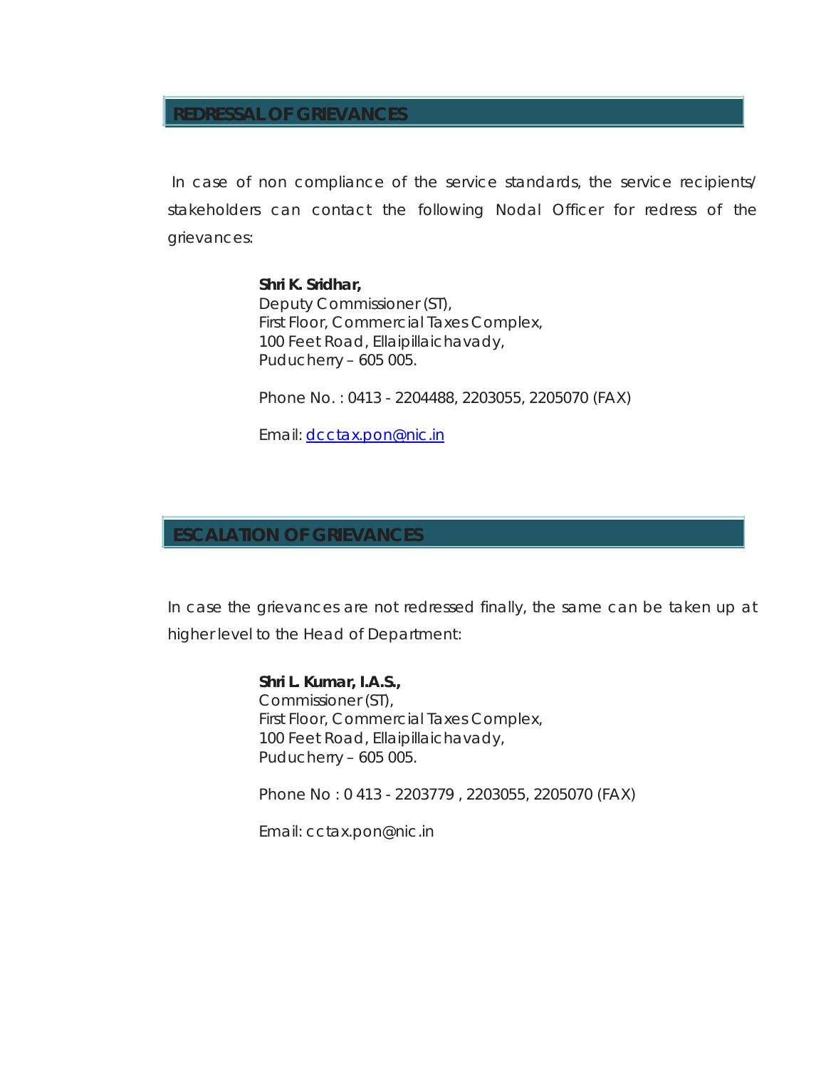## REDRESSAL OF GRIEVANCES

In case of non compliance of the service standards, the service recipients/ stakeholders can contact the following Nodal Officer for redress of the grievances:

**Shri K. Sridhar,**
Deputy Commissioner (ST),
First Floor, Commercial Taxes Complex,
100 Feet Road, Ellaipillaichavady,
Puducherry – 605 005.

Phone No. : 0413 - 2204488, 2203055, 2205070 (FAX)

Email: dcctax.pon@nic.in

## ESCALATION OF GRIEVANCES

In case the grievances are not redressed finally, the same can be taken up at higher level to the Head of Department:

**Shri L. Kumar, I.A.S.,**
Commissioner (ST),
First Floor, Commercial Taxes Complex,
100 Feet Road, Ellaipillaichavady,
Puducherry – 605 005.

Phone No : 0 413 - 2203779 , 2203055, 2205070 (FAX)

Email: cctax.pon@nic.in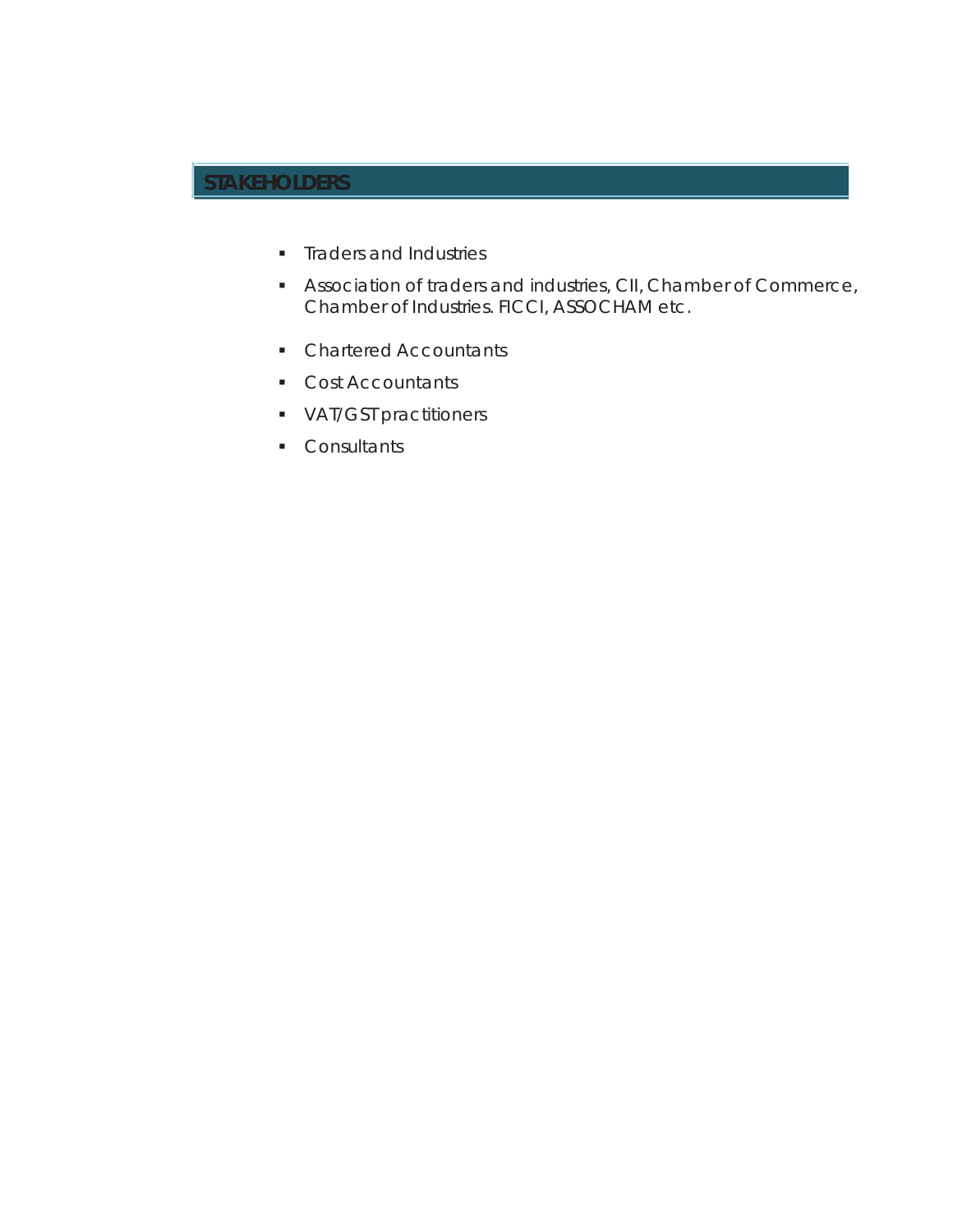## STAKEHOLDERS

- Traders and Industries
- Association of traders and industries, CII, Chamber of Commerce, Chamber of Industries. FICCI, ASSOCHAM etc.
- Chartered Accountants
- Cost Accountants
- VAT/GST practitioners
- Consultants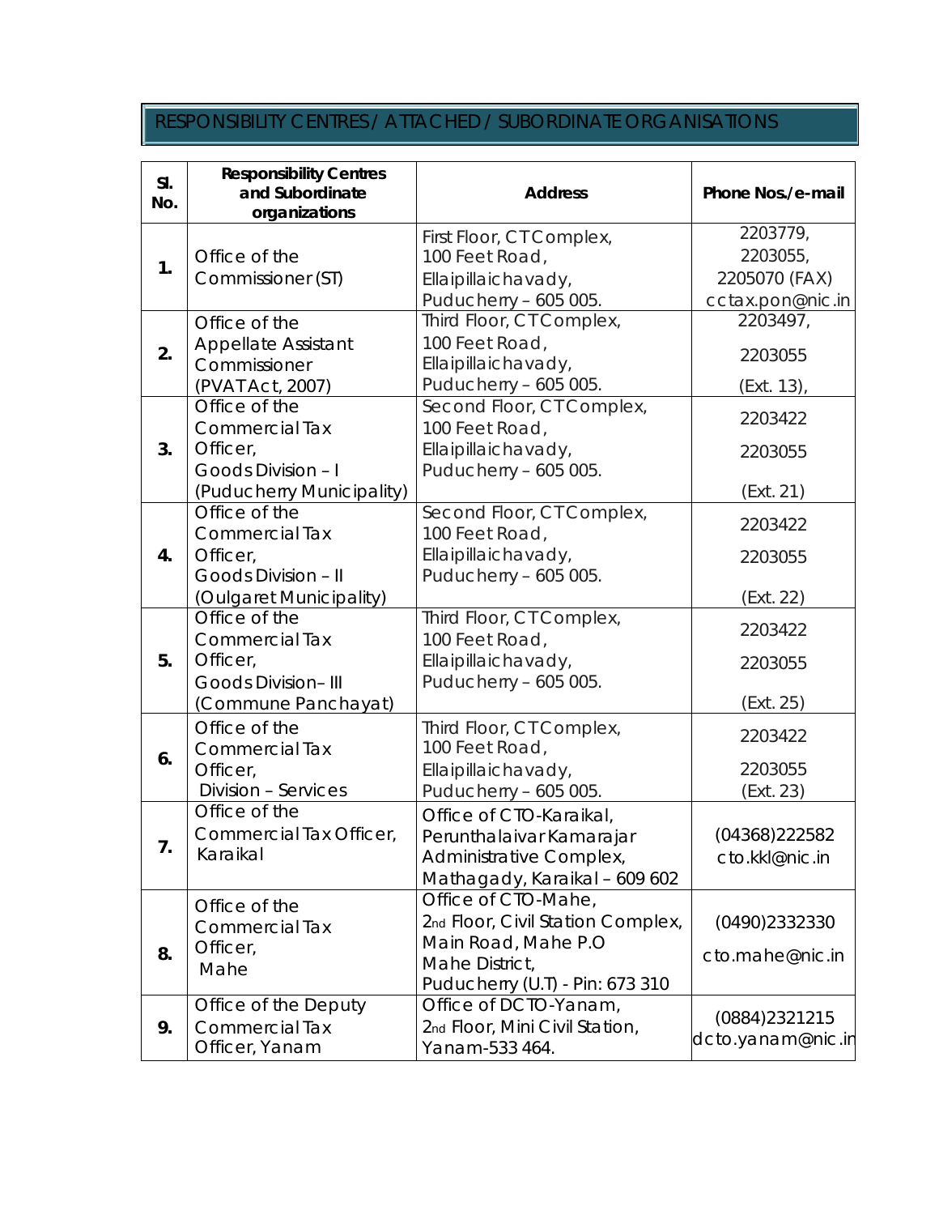## RESPONSIBILITY CENTRES / ATTACHED / SUBORDINATE ORGANISATIONS

| Sl. No. | Responsibility Centres and Subordinate organizations | Address | Phone Nos./e-mail |
|---|---|---|---|
| 1. | Office of the Commissioner (ST) | First Floor, CT Complex, 100 Feet Road, Ellaipillaichavady, Puducherry – 605 005. | 2203779, 2203055, 2205070 (FAX) cctax.pon@nic.in |
| 2. | Office of the Appellate Assistant Commissioner (PVAT Act, 2007) | Third Floor, CT Complex, 100 Feet Road, Ellaipillaichavady, Puducherry – 605 005. | 2203497, 2203055 (Ext. 13), |
| 3. | Office of the Commercial Tax Officer, Goods Division – I (Puducherry Municipality) | Second Floor, CT Complex, 100 Feet Road, Ellaipillaichavady, Puducherry – 605 005. | 2203422 2203055 (Ext. 21) |
| 4. | Office of the Commercial Tax Officer, Goods Division – II (Oulgaret Municipality) | Second Floor, CT Complex, 100 Feet Road, Ellaipillaichavady, Puducherry – 605 005. | 2203422 2203055 (Ext. 22) |
| 5. | Office of the Commercial Tax Officer, Goods Division– III (Commune Panchayat) | Third Floor, CT Complex, 100 Feet Road, Ellaipillaichavady, Puducherry – 605 005. | 2203422 2203055 (Ext. 25) |
| 6. | Office of the Commercial Tax Officer, Division – Services | Third Floor, CT Complex, 100 Feet Road, Ellaipillaichavady, Puducherry – 605 005. | 2203422 2203055 (Ext. 23) |
| 7. | Office of the Commercial Tax Officer, Karaikal | Office of CTO-Karaikal, Perunthalaivar Kamarajar Administrative Complex, Mathagady, Karaikal – 609 602 | (04368)222582 cto.kkl@nic.in |
| 8. | Office of the Commercial Tax Officer, Mahe | Office of CTO-Mahe, 2nd Floor, Civil Station Complex, Main Road, Mahe P.O Mahe District, Puducherry (U.T) - Pin: 673 310 | (0490)2332330 cto.mahe@nic.in |
| 9. | Office of the Deputy Commercial Tax Officer, Yanam | Office of DCTO-Yanam, 2nd Floor, Mini Civil Station, Yanam-533 464. | (0884)2321215 dcto.yanam@nic.in |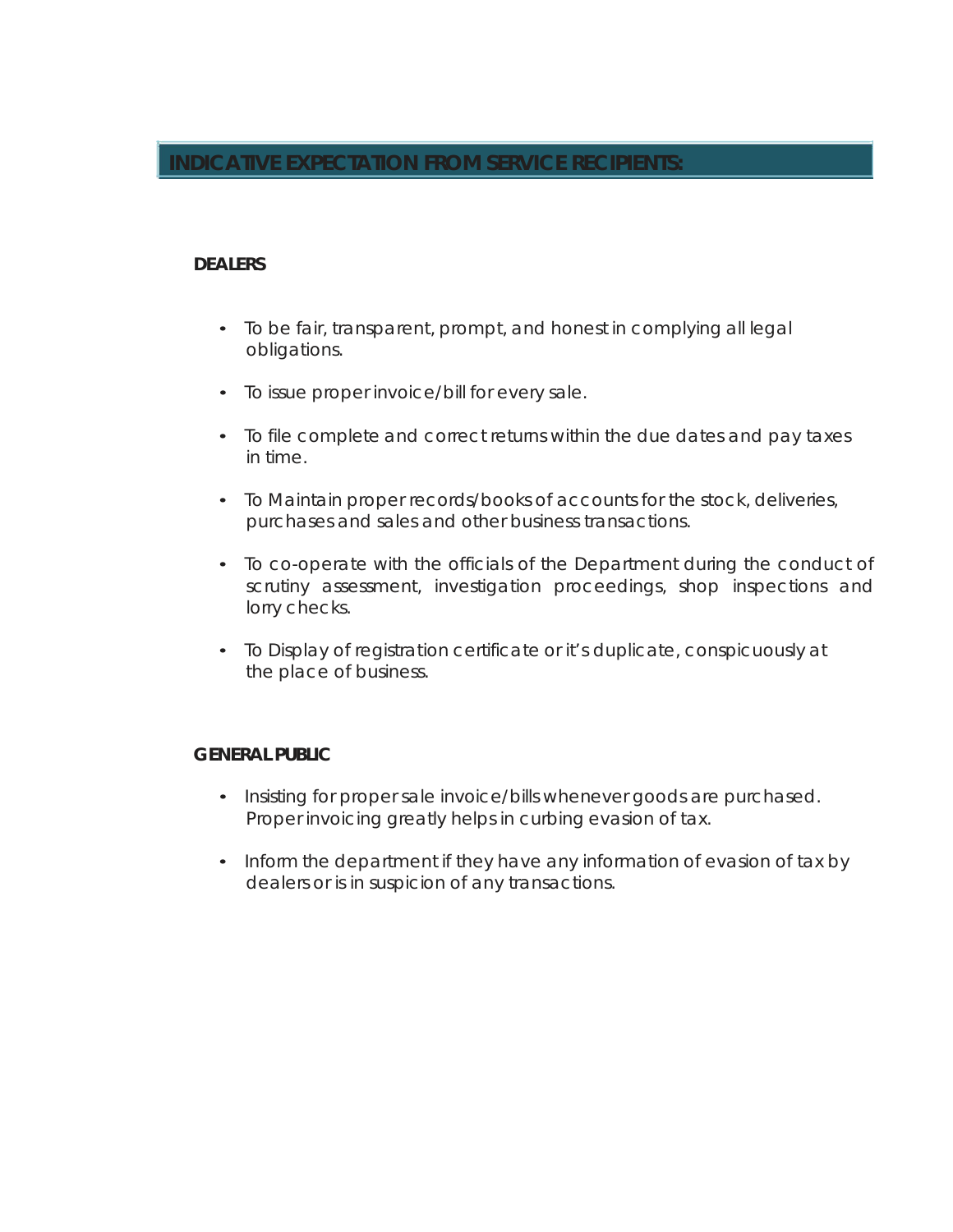## INDICATIVE EXPECTATION FROM SERVICE RECIPIENTS:

**DEALERS**

- To be fair, transparent, prompt, and honest in complying all legal obligations.
- To issue proper invoice/bill for every sale.
- To file complete and correct returns within the due dates and pay taxes in time.
- To Maintain proper records/books of accounts for the stock, deliveries, purchases and sales and other business transactions.
- To co-operate with the officials of the Department during the conduct of scrutiny assessment, investigation proceedings, shop inspections and lorry checks.
- To Display of registration certificate or it's duplicate, conspicuously at the place of business.

**GENERAL PUBLIC**

- Insisting for proper sale invoice/bills whenever goods are purchased. Proper invoicing greatly helps in curbing evasion of tax.
- Inform the department if they have any information of evasion of tax by dealers or is in suspicion of any transactions.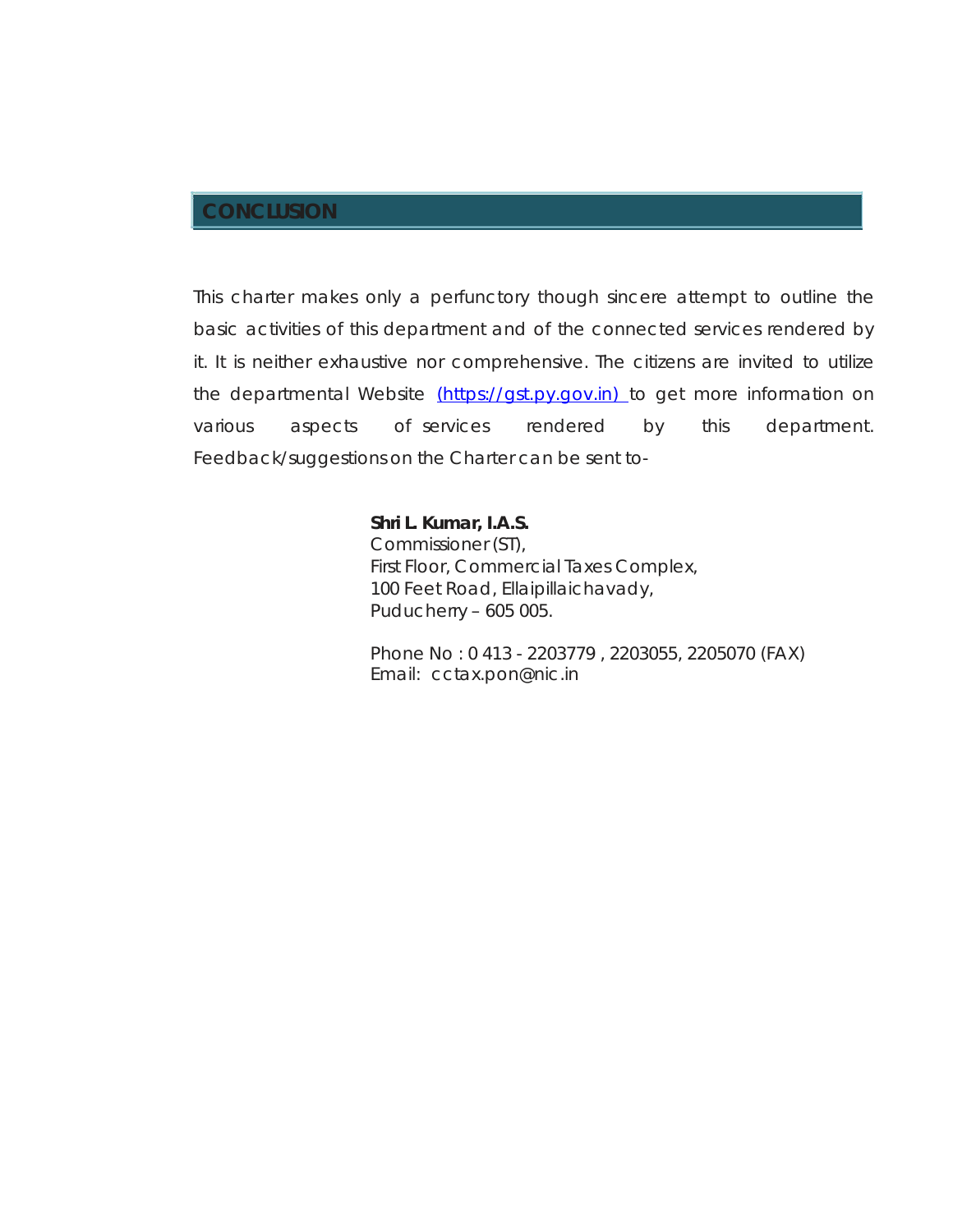## CONCLUSION

This charter makes only a perfunctory though sincere attempt to outline the basic activities of this department and of the connected services rendered by it. It is neither exhaustive nor comprehensive. The citizens are invited to utilize the departmental Website [(https://gst.py.gov.in)](https://gst.py.gov.in) to get more information on various aspects of services rendered by this department. Feedback/suggestions on the Charter can be sent to-

**Shri L. Kumar, I.A.S.**
Commissioner (ST),
First Floor, Commercial Taxes Complex,
100 Feet Road, Ellaipillaichavady,
Puducherry – 605 005.

Phone No : 0 413 - 2203779 , 2203055, 2205070 (FAX)
Email: cctax.pon@nic.in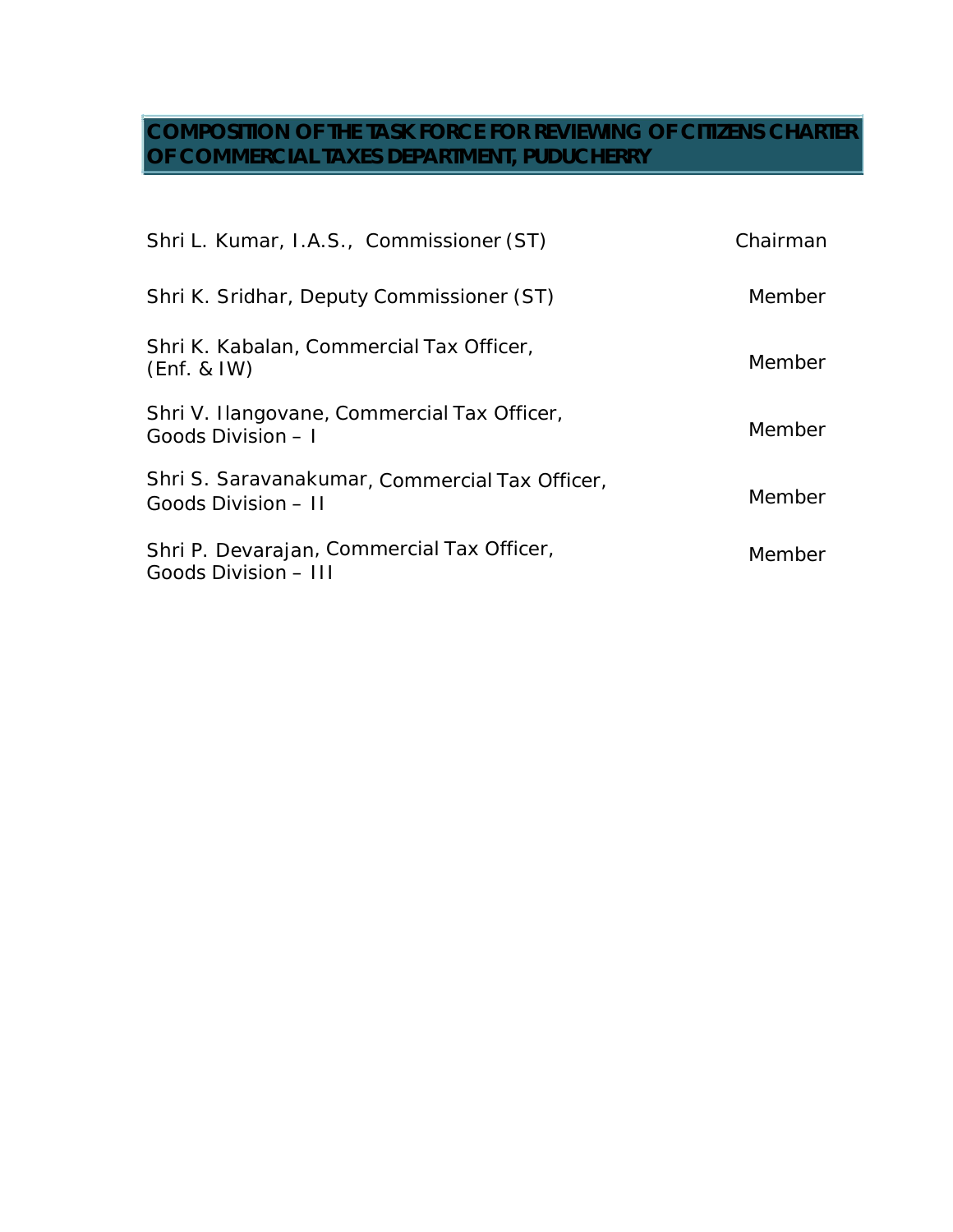## COMPOSITION OF THE TASK FORCE FOR REVIEWING OF CITIZENS CHARTER OF COMMERCIAL TAXES DEPARTMENT, PUDUCHERRY

| | |
|---|---|
| Shri L. Kumar, I.A.S., Commissioner (ST) | Chairman |
| Shri K. Sridhar, Deputy Commissioner (ST) | Member |
| Shri K. Kabalan, Commercial Tax Officer, (Enf. & IW) | Member |
| Shri V. Ilangovane, Commercial Tax Officer, Goods Division – I | Member |
| Shri S. Saravanakumar, Commercial Tax Officer, Goods Division – II | Member |
| Shri P. Devarajan, Commercial Tax Officer, Goods Division – III | Member |